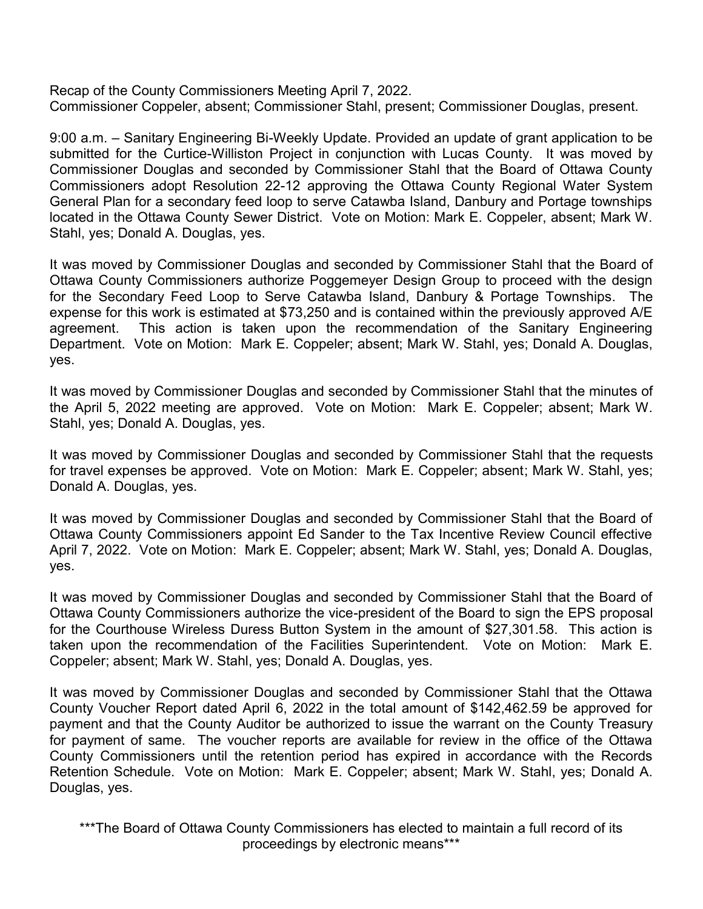Recap of the County Commissioners Meeting April 7, 2022.
Commissioner Coppeler, absent; Commissioner Stahl, present; Commissioner Douglas, present.

9:00 a.m. – Sanitary Engineering Bi-Weekly Update. Provided an update of grant application to be submitted for the Curtice-Williston Project in conjunction with Lucas County. It was moved by Commissioner Douglas and seconded by Commissioner Stahl that the Board of Ottawa County Commissioners adopt Resolution 22-12 approving the Ottawa County Regional Water System General Plan for a secondary feed loop to serve Catawba Island, Danbury and Portage townships located in the Ottawa County Sewer District. Vote on Motion: Mark E. Coppeler, absent; Mark W. Stahl, yes; Donald A. Douglas, yes.

It was moved by Commissioner Douglas and seconded by Commissioner Stahl that the Board of Ottawa County Commissioners authorize Poggemeyer Design Group to proceed with the design for the Secondary Feed Loop to Serve Catawba Island, Danbury & Portage Townships. The expense for this work is estimated at $73,250 and is contained within the previously approved A/E agreement. This action is taken upon the recommendation of the Sanitary Engineering Department. Vote on Motion: Mark E. Coppeler; absent; Mark W. Stahl, yes; Donald A. Douglas, yes.

It was moved by Commissioner Douglas and seconded by Commissioner Stahl that the minutes of the April 5, 2022 meeting are approved. Vote on Motion: Mark E. Coppeler; absent; Mark W. Stahl, yes; Donald A. Douglas, yes.

It was moved by Commissioner Douglas and seconded by Commissioner Stahl that the requests for travel expenses be approved. Vote on Motion: Mark E. Coppeler; absent; Mark W. Stahl, yes; Donald A. Douglas, yes.

It was moved by Commissioner Douglas and seconded by Commissioner Stahl that the Board of Ottawa County Commissioners appoint Ed Sander to the Tax Incentive Review Council effective April 7, 2022. Vote on Motion: Mark E. Coppeler; absent; Mark W. Stahl, yes; Donald A. Douglas, yes.

It was moved by Commissioner Douglas and seconded by Commissioner Stahl that the Board of Ottawa County Commissioners authorize the vice-president of the Board to sign the EPS proposal for the Courthouse Wireless Duress Button System in the amount of $27,301.58. This action is taken upon the recommendation of the Facilities Superintendent. Vote on Motion: Mark E. Coppeler; absent; Mark W. Stahl, yes; Donald A. Douglas, yes.

It was moved by Commissioner Douglas and seconded by Commissioner Stahl that the Ottawa County Voucher Report dated April 6, 2022 in the total amount of $142,462.59 be approved for payment and that the County Auditor be authorized to issue the warrant on the County Treasury for payment of same. The voucher reports are available for review in the office of the Ottawa County Commissioners until the retention period has expired in accordance with the Records Retention Schedule. Vote on Motion: Mark E. Coppeler; absent; Mark W. Stahl, yes; Donald A. Douglas, yes.

***The Board of Ottawa County Commissioners has elected to maintain a full record of its proceedings by electronic means***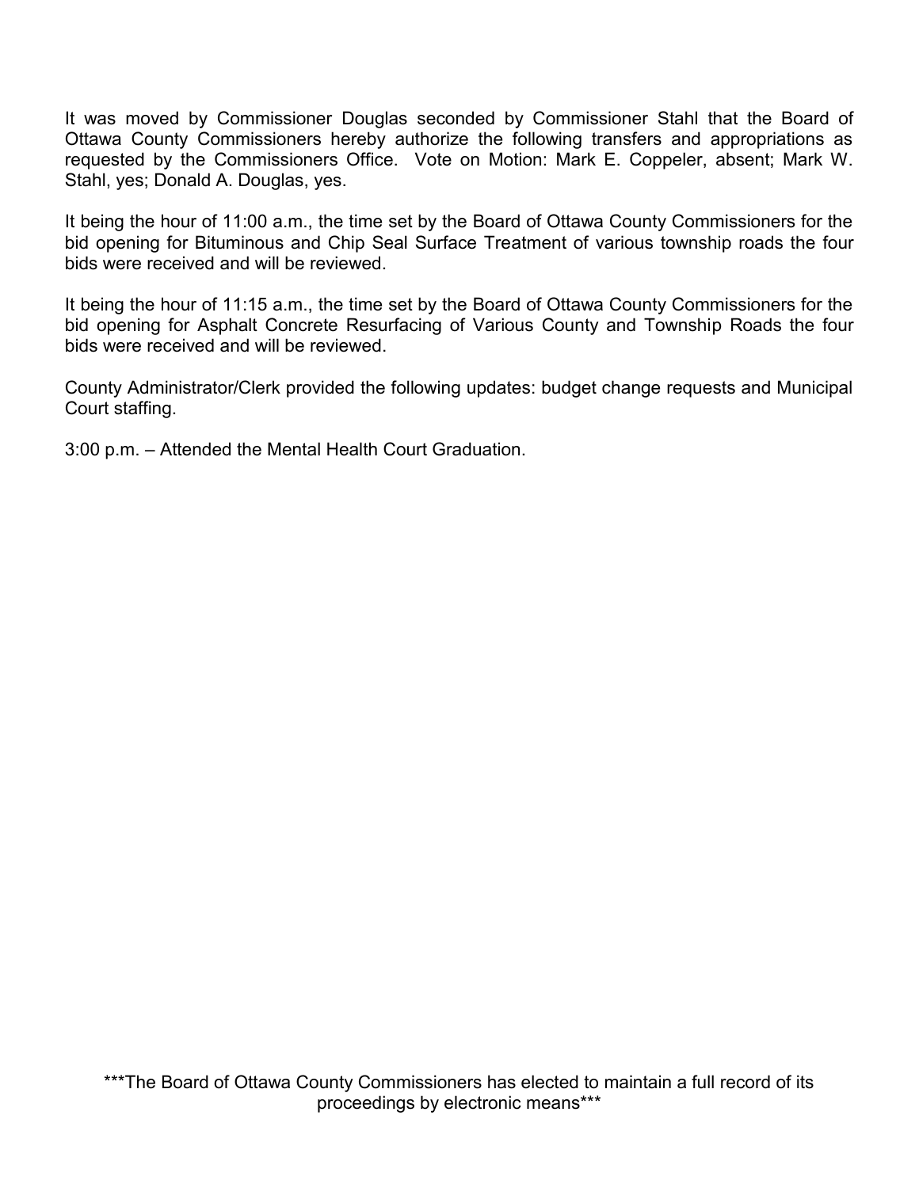It was moved by Commissioner Douglas seconded by Commissioner Stahl that the Board of Ottawa County Commissioners hereby authorize the following transfers and appropriations as requested by the Commissioners Office. Vote on Motion: Mark E. Coppeler, absent; Mark W. Stahl, yes; Donald A. Douglas, yes.

It being the hour of 11:00 a.m., the time set by the Board of Ottawa County Commissioners for the bid opening for Bituminous and Chip Seal Surface Treatment of various township roads the four bids were received and will be reviewed.

It being the hour of 11:15 a.m., the time set by the Board of Ottawa County Commissioners for the bid opening for Asphalt Concrete Resurfacing of Various County and Township Roads the four bids were received and will be reviewed.

County Administrator/Clerk provided the following updates: budget change requests and Municipal Court staffing.

3:00 p.m. – Attended the Mental Health Court Graduation.

***The Board of Ottawa County Commissioners has elected to maintain a full record of its proceedings by electronic means***